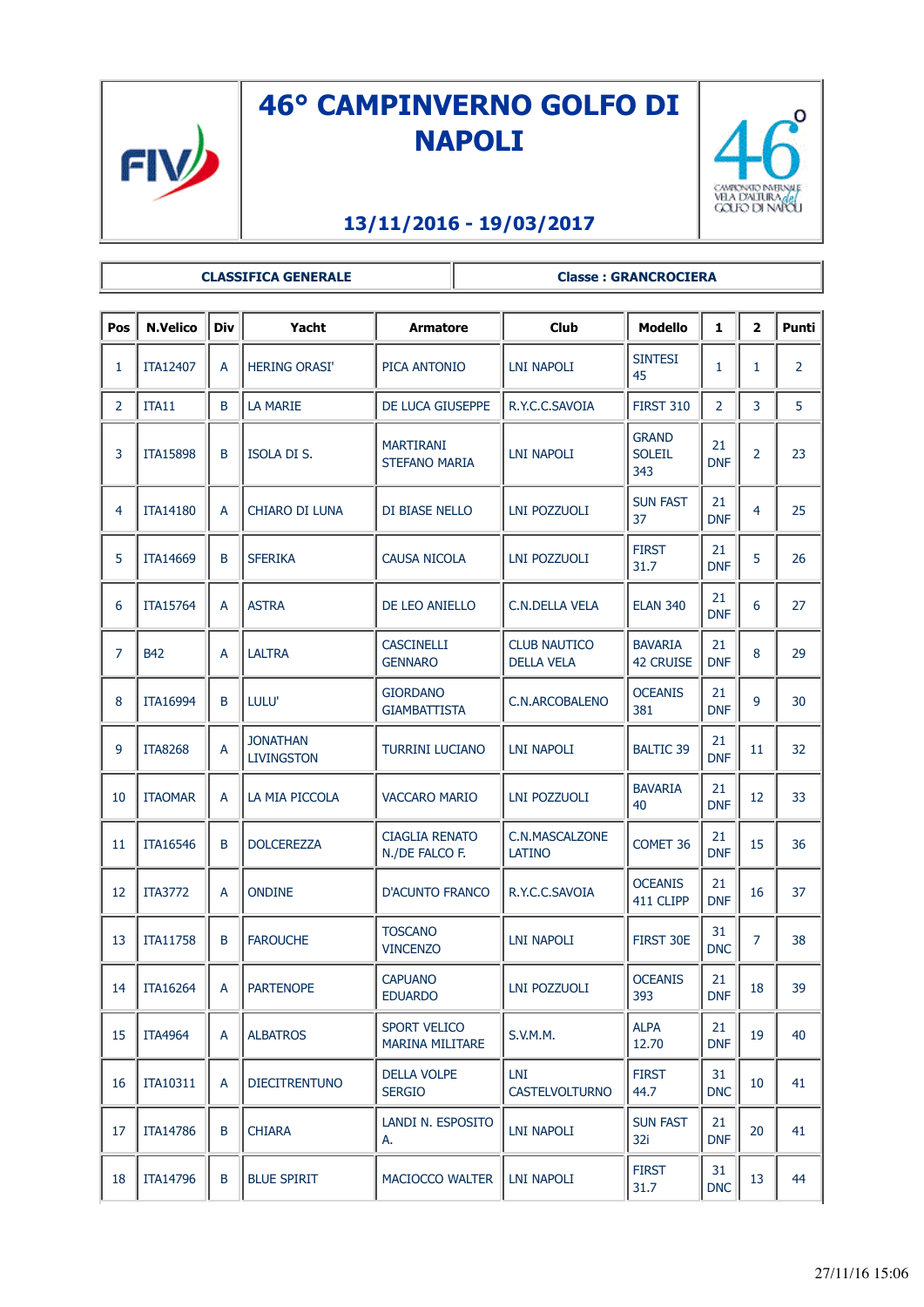# 46° CAMPINVERNO GOLFO DI NAPOLI

**13/11/2016 - 19/03/2017**

| CLASSIFICA GENERALE | Classe : GRANCROCIERA |
|---|---|

| Pos | N.Velico | Div | Yacht | Armatore | Club | Modello | 1 | 2 | Punti |
|---|---|---|---|---|---|---|---|---|---|
| 1 | ITA12407 | A | HERING ORASI' | PICA ANTONIO | LNI NAPOLI | SINTESI 45 | 1 | 1 | 2 |
| 2 | ITA11 | B | LA MARIE | DE LUCA GIUSEPPE | R.Y.C.C.SAVOIA | FIRST 310 | 2 | 3 | 5 |
| 3 | ITA15898 | B | ISOLA DI S. | MARTRIANI STEFANO MARIA | LNI NAPOLI | GRAND SOLEIL 343 | 21 DNF | 2 | 23 |
| 4 | ITA14180 | A | CHIARO DI LUNA | DI BIASE NELLO | LNI POZZUOLI | SUN FAST 37 | 21 DNF | 4 | 25 |
| 5 | ITA14669 | B | SFERIKA | CAUSA NICOLA | LNI POZZUOLI | FIRST 31.7 | 21 DNF | 5 | 26 |
| 6 | ITA15764 | A | ASTRA | DE LEO ANIELLO | C.N.DELLA VELA | ELAN 340 | 21 DNF | 6 | 27 |
| 7 | B42 | A | LALTRA | CASCINELLI GENNARO | CLUB NAUTICO DELLA VELA | BAVARIA 42 CRUISE | 21 DNF | 8 | 29 |
| 8 | ITA16994 | B | LULU' | GIORDANO GIAMBATTISTA | C.N.ARCOBALENO | OCEANIS 381 | 21 DNF | 9 | 30 |
| 9 | ITA8268 | A | JONATHAN LIVINGSTON | TURRINI LUCIANO | LNI NAPOLI | BALTIC 39 | 21 DNF | 11 | 32 |
| 10 | ITAOMAR | A | LA MIA PICCOLA | VACCARO MARIO | LNI POZZUOLI | BAVARIA 40 | 21 DNF | 12 | 33 |
| 11 | ITA16546 | B | DOLCEREZZA | CIAGLIA RENATO N./DE FALCO F. | C.N.MASCALZONE LATINO | COMET 36 | 21 DNF | 15 | 36 |
| 12 | ITA3772 | A | ONDINE | D'ACUNTO FRANCO | R.Y.C.C.SAVOIA | OCEANIS 411 CLIPP | 21 DNF | 16 | 37 |
| 13 | ITA11758 | B | FAROUCHE | TOSCANO VINCENZO | LNI NAPOLI | FIRST 30E | 31 DNC | 7 | 38 |
| 14 | ITA16264 | A | PARTENOPE | CAPUANO EDUARDO | LNI POZZUOLI | OCEANIS 393 | 21 DNF | 18 | 39 |
| 15 | ITA4964 | A | ALBATROS | SPORT VELICO MARINA MILITARE | S.V.M.M. | ALPA 12.70 | 21 DNF | 19 | 40 |
| 16 | ITA10311 | A | DIECITRENTUNO | DELLA VOLPE SERGIO | LNI CASTELVOLTURNO | FIRST 44.7 | 31 DNC | 10 | 41 |
| 17 | ITA14786 | B | CHIARA | LANDI N. ESPOSITO A. | LNI NAPOLI | SUN FAST 32i | 21 DNF | 20 | 41 |
| 18 | ITA14796 | B | BLUE SPIRIT | MACIOCCO WALTER | LNI NAPOLI | FIRST 31.7 | 31 DNC | 13 | 44 |

27/11/16 15:06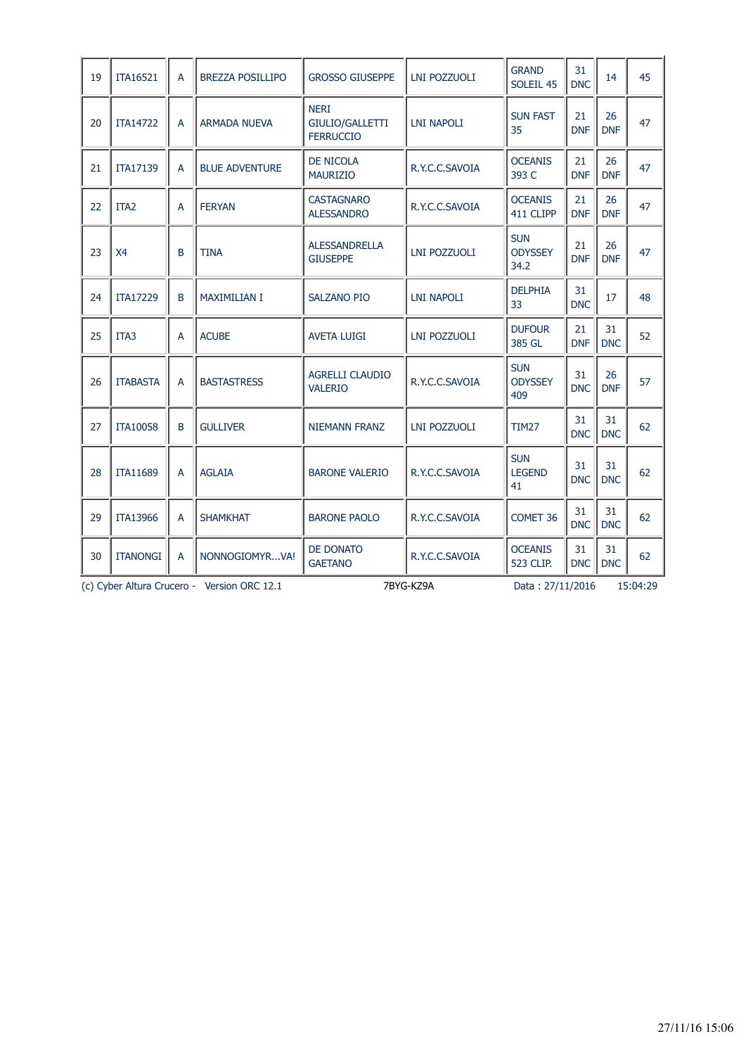| | | | | | | | | | |
|---|---|---|---|---|---|---|---|---|---|
| 19 | ITA16521 | A | BREZZA POSILLIPO | GROSSO GIUSEPPE | LNI POZZUOLI | GRAND SOLEIL 45 | 31 DNC | 14 | 45 |
| 20 | ITA14722 | A | ARMADA NUEVA | NERI GIULIO/GALLETTI FERRUCCIO | LNI NAPOLI | SUN FAST 35 | 21 DNF | 26 DNF | 47 |
| 21 | ITA17139 | A | BLUE ADVENTURE | DE NICOLA MAURIZIO | R.Y.C.C.SAVOIA | OCEANIS 393 C | 21 DNF | 26 DNF | 47 |
| 22 | ITA2 | A | FERYAN | CASTAGNARO ALESSANDRO | R.Y.C.C.SAVOIA | OCEANIS 411 CLIPP | 21 DNF | 26 DNF | 47 |
| 23 | X4 | B | TINA | ALESSANDRELLA GIUSEPPE | LNI POZZUOLI | SUN ODYSSEY 34.2 | 21 DNF | 26 DNF | 47 |
| 24 | ITA17229 | B | MAXIMILIAN I | SALZANO PIO | LNI NAPOLI | DELPHIA 33 | 31 DNC | 17 | 48 |
| 25 | ITA3 | A | ACUBE | AVETA LUIGI | LNI POZZUOLI | DUFOUR 385 GL | 21 DNF | 31 DNC | 52 |
| 26 | ITABASTA | A | BASTASTRESS | AGRELLI CLAUDIO VALERIO | R.Y.C.C.SAVOIA | SUN ODYSSEY 409 | 31 DNC | 26 DNF | 57 |
| 27 | ITA10058 | B | GULLIVER | NIEMANN FRANZ | LNI POZZUOLI | TIM27 | 31 DNC | 31 DNC | 62 |
| 28 | ITA11689 | A | AGLAIA | BARONE VALERIO | R.Y.C.C.SAVOIA | SUN LEGEND 41 | 31 DNC | 31 DNC | 62 |
| 29 | ITA13966 | A | SHAMKHAT | BARONE PAOLO | R.Y.C.C.SAVOIA | COMET 36 | 31 DNC | 31 DNC | 62 |
| 30 | ITANONGI | A | NONNOGIOMYR...VA! | DE DONATO GAETANO | R.Y.C.C.SAVOIA | OCEANIS 523 CLIP. | 31 DNC | 31 DNC | 62 |

(c) Cyber Altura Crucero - Version ORC 12.1    7BYG-KZ9A    Data : 27/11/2016    15:04:29